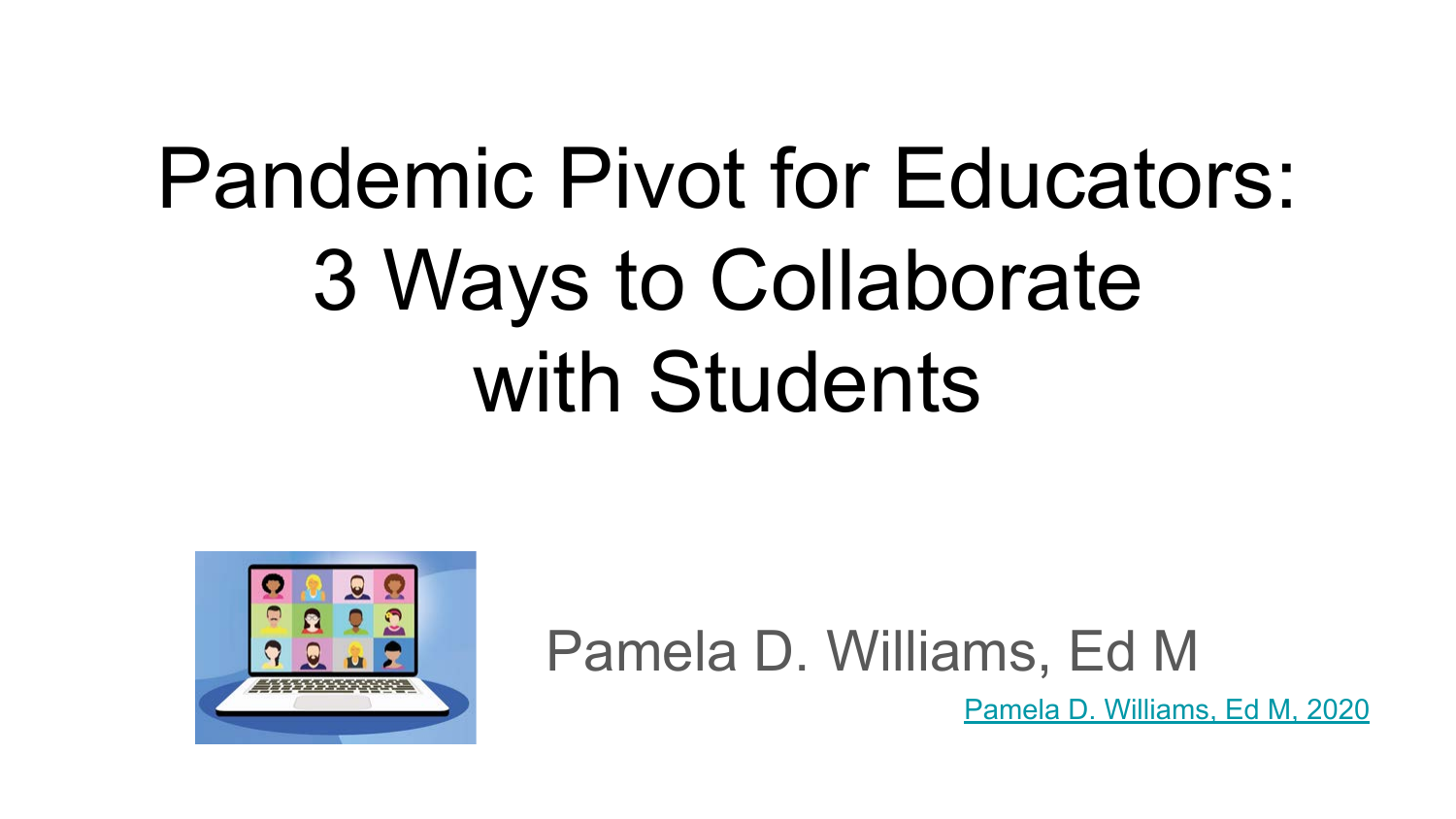# Pandemic Pivot for Educators: 3 Ways to Collaborate with Students

Pamela D. Williams, Ed M

Pamela D. Williams, Ed M, 2020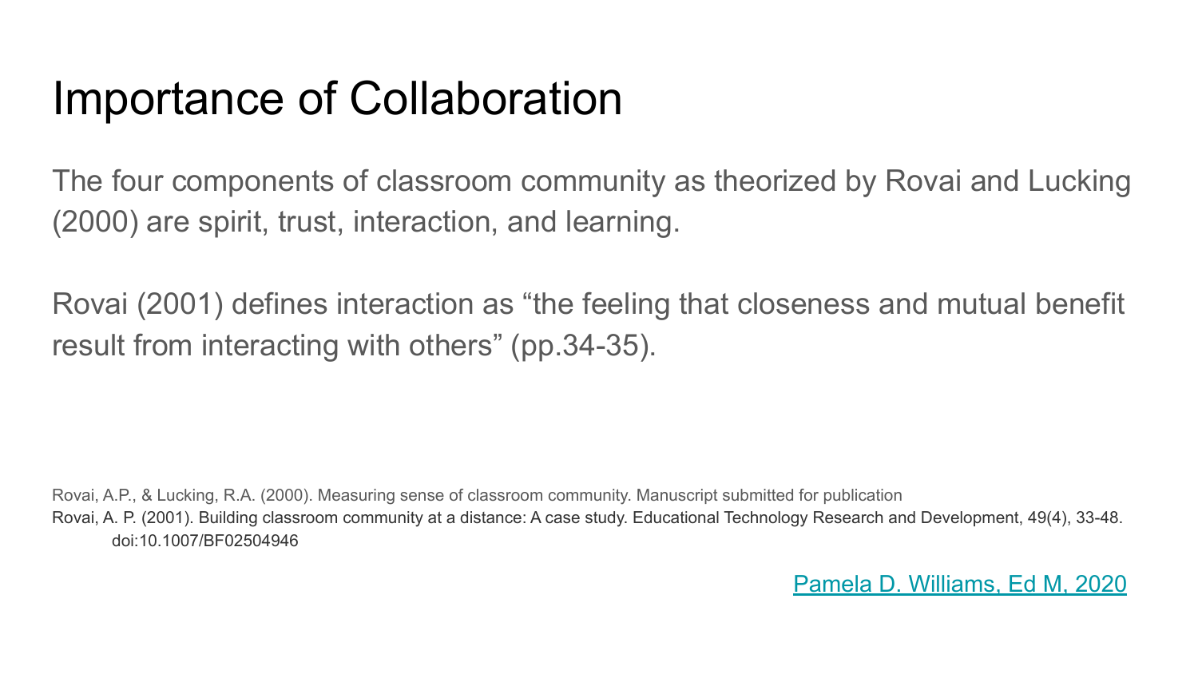# Importance of Collaboration

The four components of classroom community as theorized by Rovai and Lucking (2000) are spirit, trust, interaction, and learning.

Rovai (2001) defines interaction as "the feeling that closeness and mutual benefit result from interacting with others" (pp.34-35).

Rovai, A.P., & Lucking, R.A. (2000). Measuring sense of classroom community. Manuscript submitted for publication

Rovai, A. P. (2001). Building classroom community at a distance: A case study. Educational Technology Research and Development, 49(4), 33-48. doi:10.1007/BF02504946

Pamela D. Williams, Ed M, 2020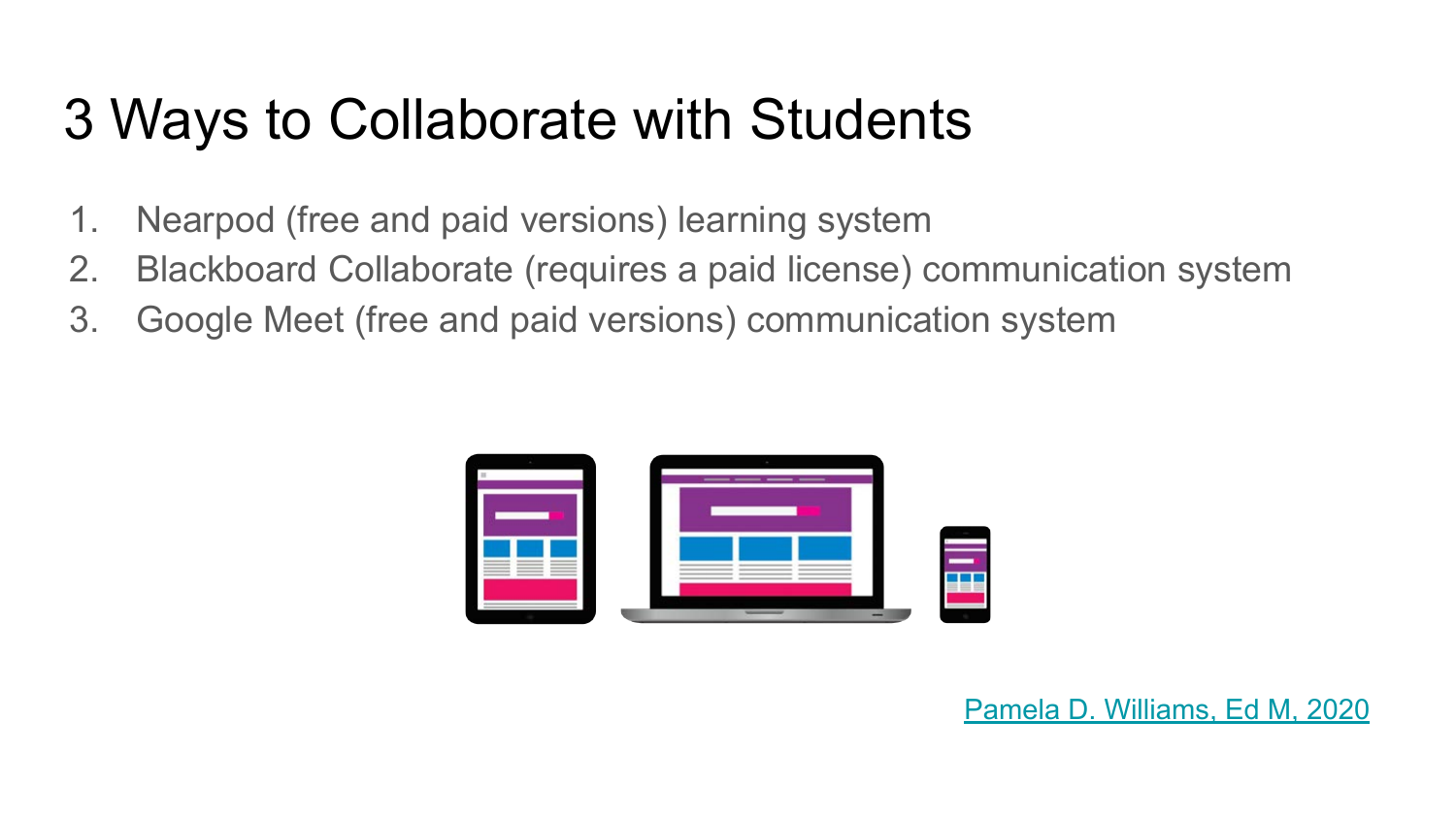# 3 Ways to Collaborate with Students

1. Nearpod (free and paid versions) learning system
2. Blackboard Collaborate (requires a paid license) communication system
3. Google Meet (free and paid versions) communication system

[Pamela D. Williams, Ed M, 2020]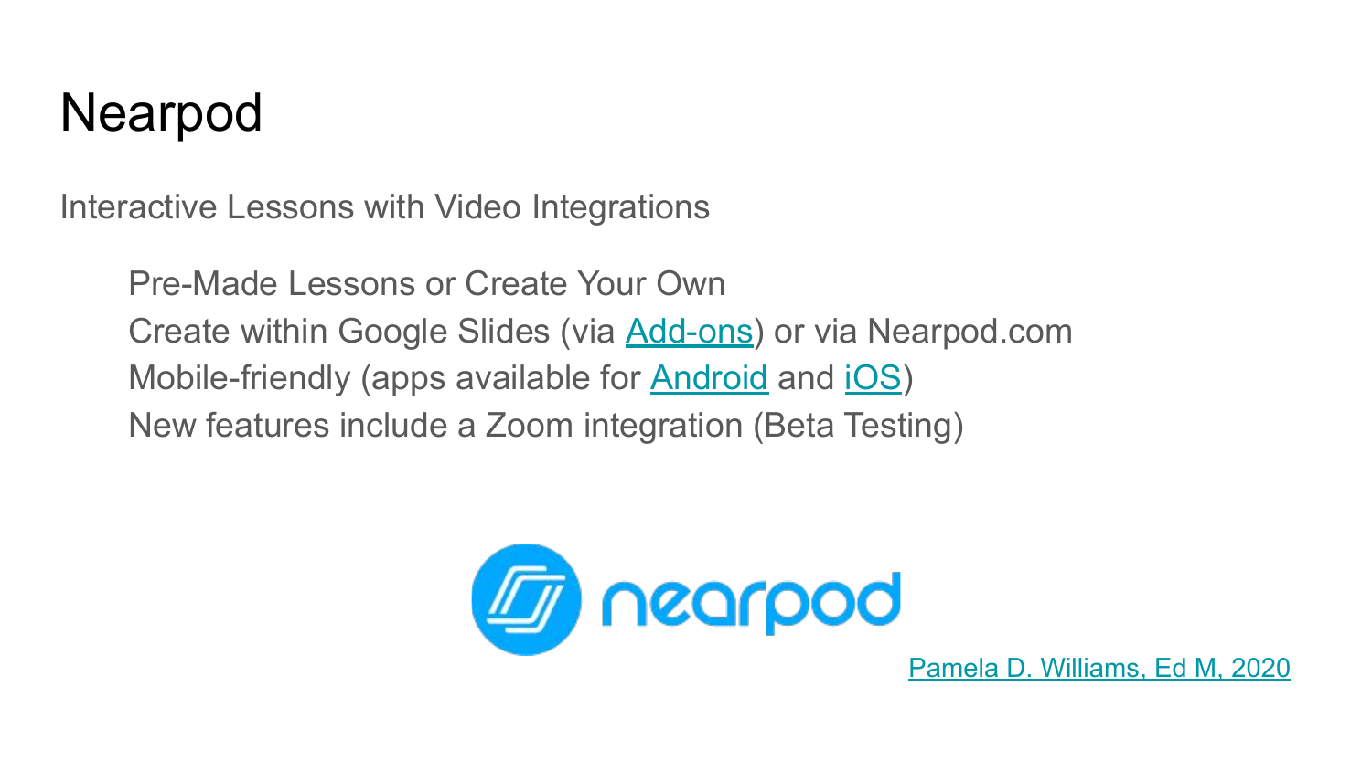# Nearpod

Interactive Lessons with Video Integrations

- Pre-Made Lessons or Create Your Own
- Create within Google Slides (via Add-ons) or via Nearpod.com
- Mobile-friendly (apps available for Android and iOS)
- New features include a Zoom integration (Beta Testing)

nearpod

Pamela D. Williams, Ed M, 2020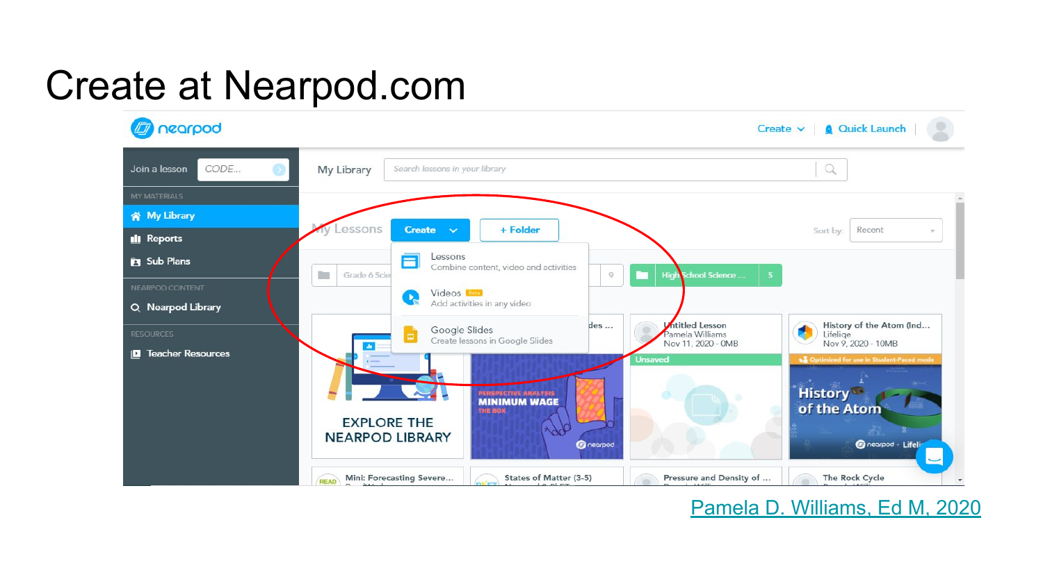# Create at Nearpod.com

nearpod

Create | Quick Launch

Join a lesson | CODE...

MY MATERIALS

My Library

Reports

Sub Plans

NEARPOD CONTENT

Nearpod Library

RESOURCES

Teacher Resources

My Library | Search lessons in your library

My Lessons | Create | + Folder | Sort by: Recent

Lessons
Combine content, video and activities

Videos Beta
Add activities in any video

Google Slides
Create lessons in Google Slides

Grade 6 Scie... | 9 | High School Science ... | 5

EXPLORE THE NEARPOD LIBRARY

PERSPECTIVE ANALYSIS MINIMUM WAGE THE BOX

Untitled Lesson
Pamela Williams
Nov 11, 2020 - 0MB
Unsaved

History of the Atom (Ind...
Lifeliqe
Nov 9, 2020 - 10MB
Optimized for use in Student-Paced mode

History of the Atom

Mini: Forecasting Severe...

States of Matter (3-5)

Pressure and Density of ...

The Rock Cycle

[Pamela D. Williams, Ed M, 2020]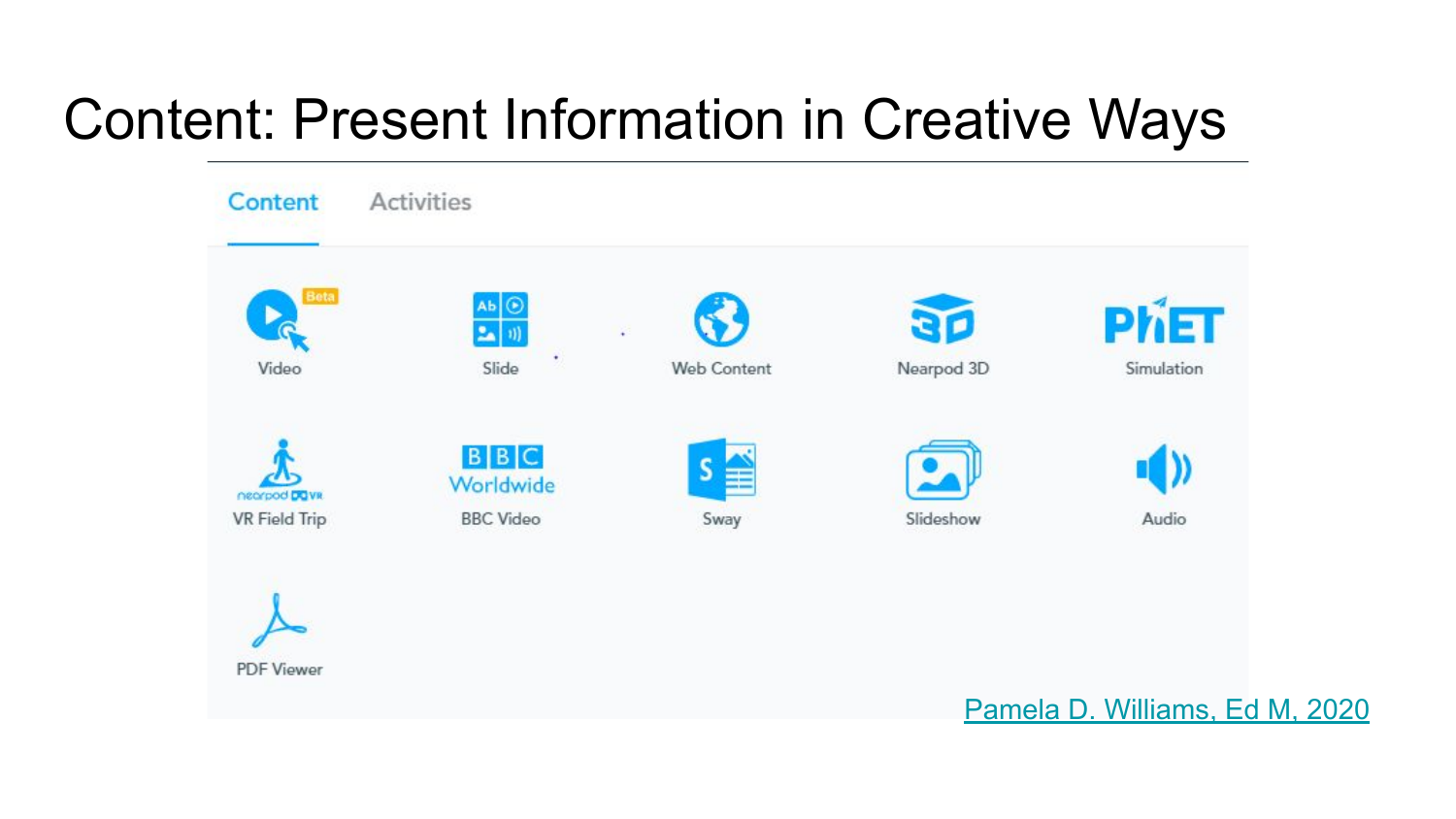# Content: Present Information in Creative Ways

Content | Activities

- Video (Beta)
- Slide
- Web Content
- Nearpod 3D
- PhET Simulation
- VR Field Trip
- BBC Worldwide BBC Video
- Sway
- Slideshow
- Audio
- PDF Viewer

[Pamela D. Williams, Ed M, 2020]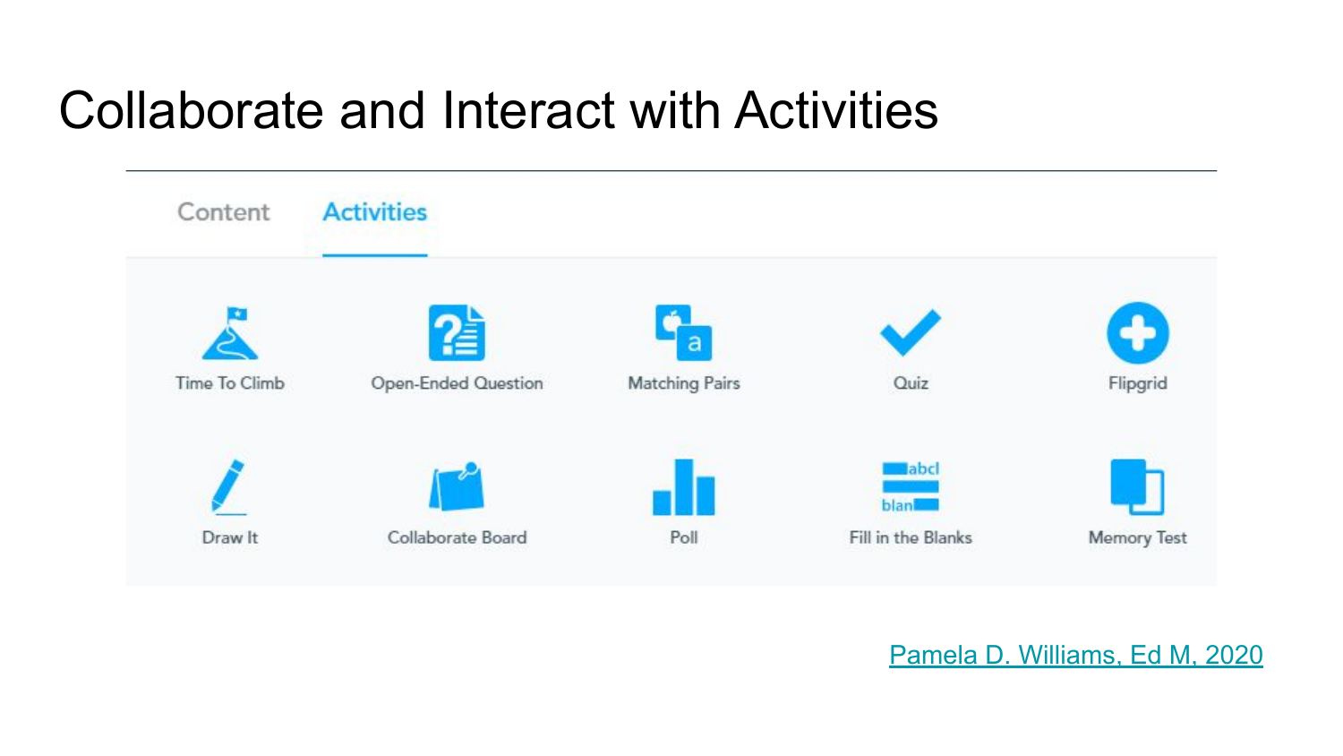# Collaborate and Interact with Activities

Content

Activities

Time To Climb

Open-Ended Question

Matching Pairs

Quiz

Flipgrid

Draw It

Collaborate Board

Poll

Fill in the Blanks

Memory Test

Pamela D. Williams, Ed M, 2020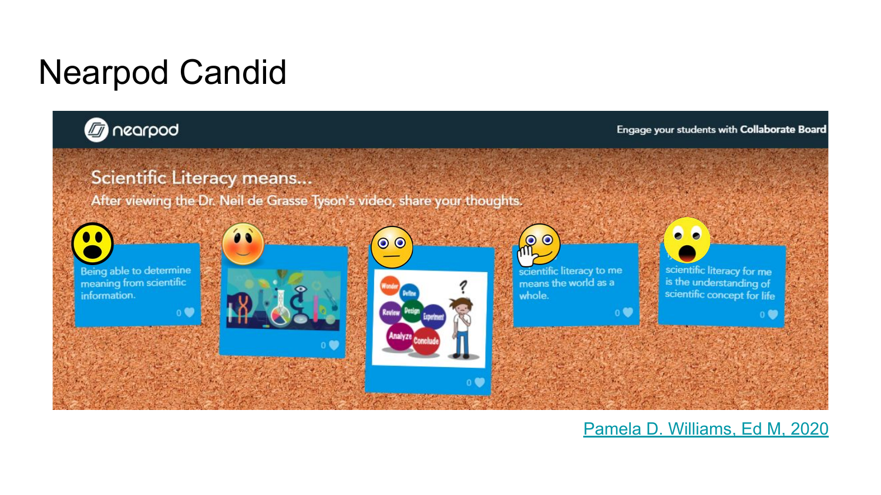# Nearpod Candid

nearpod

Engage your students with **Collaborate Board**

Scientific Literacy means...

After viewing the Dr. Neil de Grasse Tyson's video, share your thoughts.

Being able to determine meaning from scientific information.

0

0

Wonder Define Review Design Experiment Analyze Conclude

0

scientific literacy to me means the world as a whole.

0

scientific literacy for me is the understanding of scientific concept for life

0

[Pamela D. Williams, Ed M, 2020]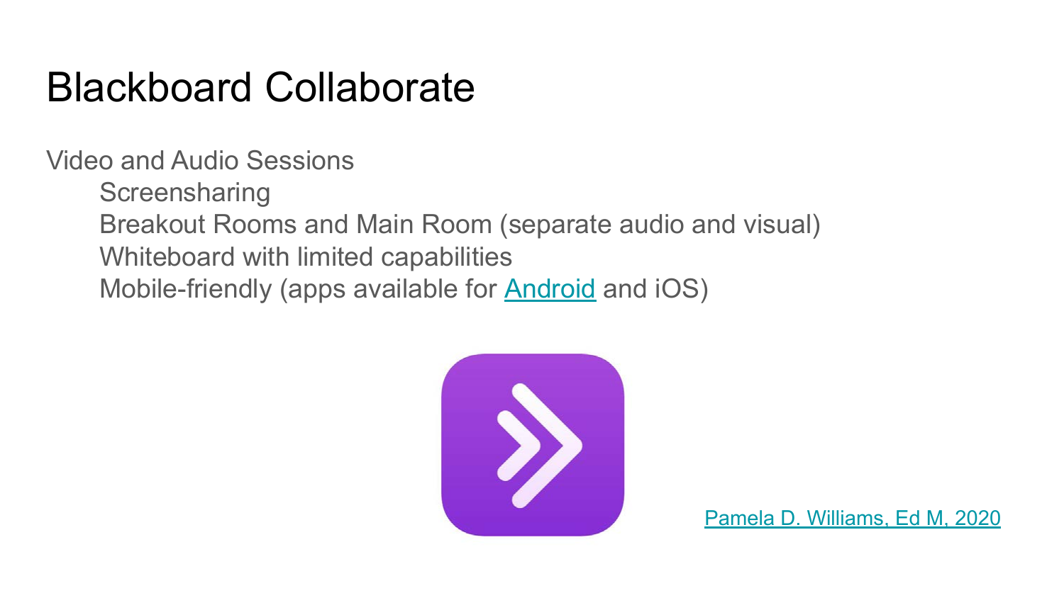# Blackboard Collaborate

Video and Audio Sessions

- Screensharing
- Breakout Rooms and Main Room (separate audio and visual)
- Whiteboard with limited capabilities
- Mobile-friendly (apps available for Android and iOS)

Pamela D. Williams, Ed M, 2020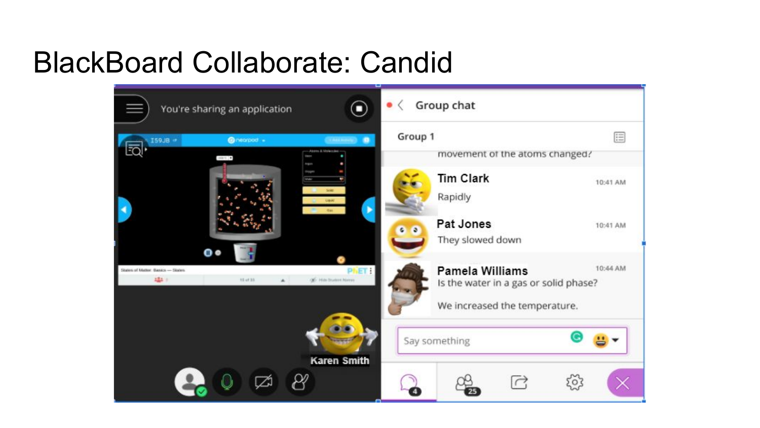# BlackBoard Collaborate: Candid

You're sharing an application

Group chat

Group 1

movement of the atoms changed?

**Tim Clark** 10:41 AM
Rapidly

**Pat Jones** 10:41 AM
They slowed down

**Pamela Williams** 10:44 AM
Is the water in a gas or solid phase?

We increased the temperature.

Say something

Karen Smith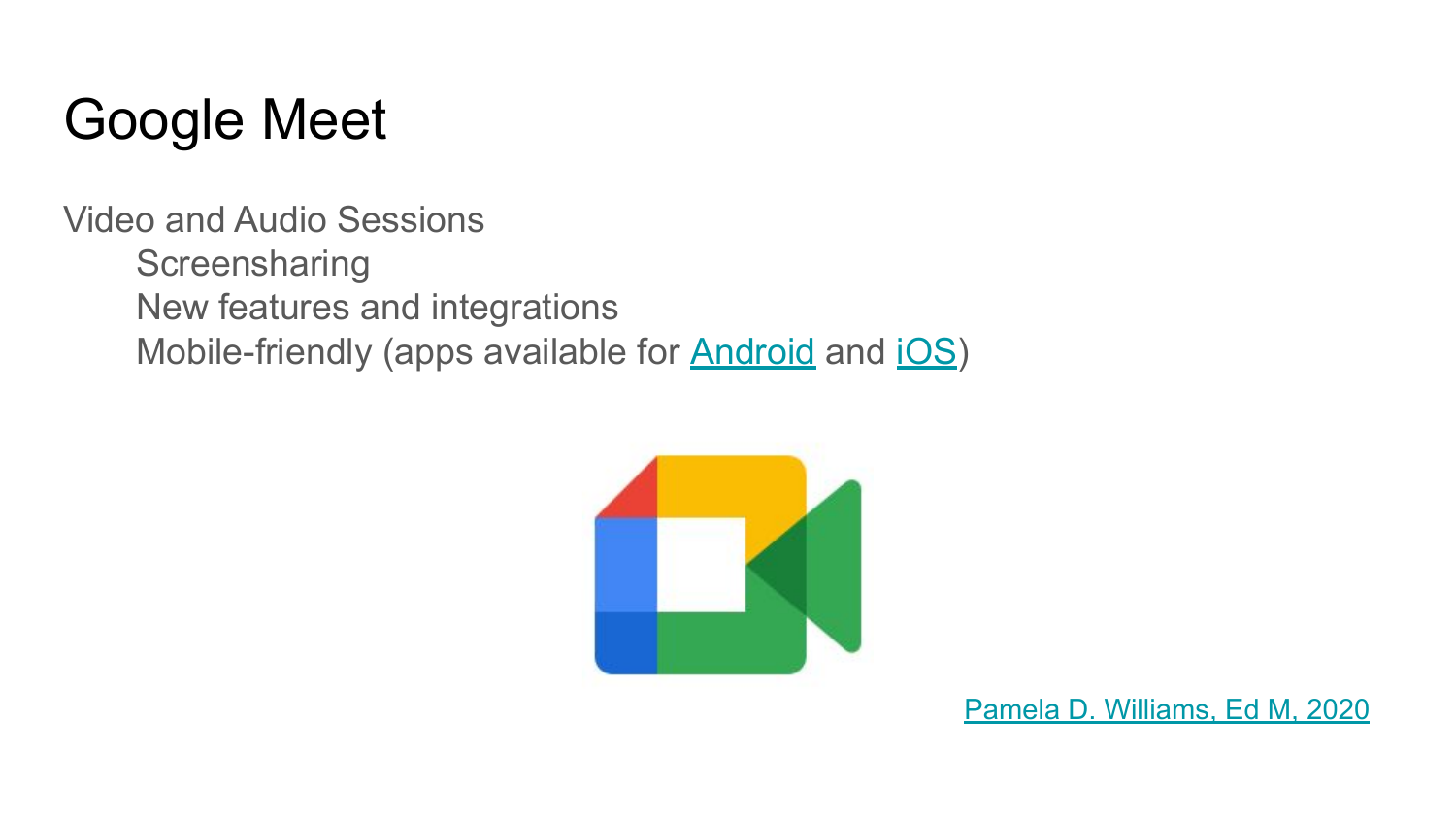# Google Meet

Video and Audio Sessions

- Screensharing
- New features and integrations
- Mobile-friendly (apps available for Android and iOS)

Pamela D. Williams, Ed M, 2020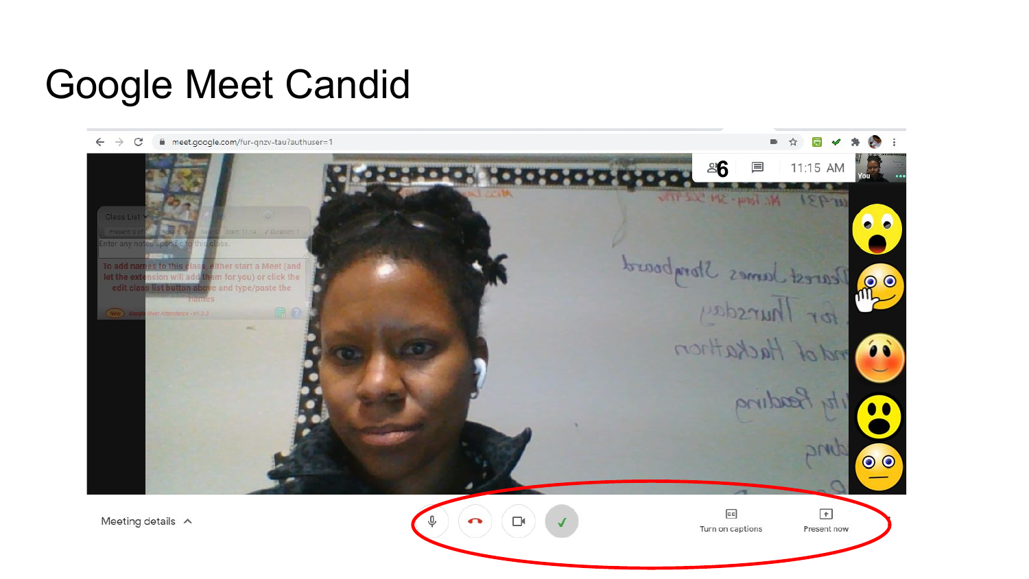# Google Meet Candid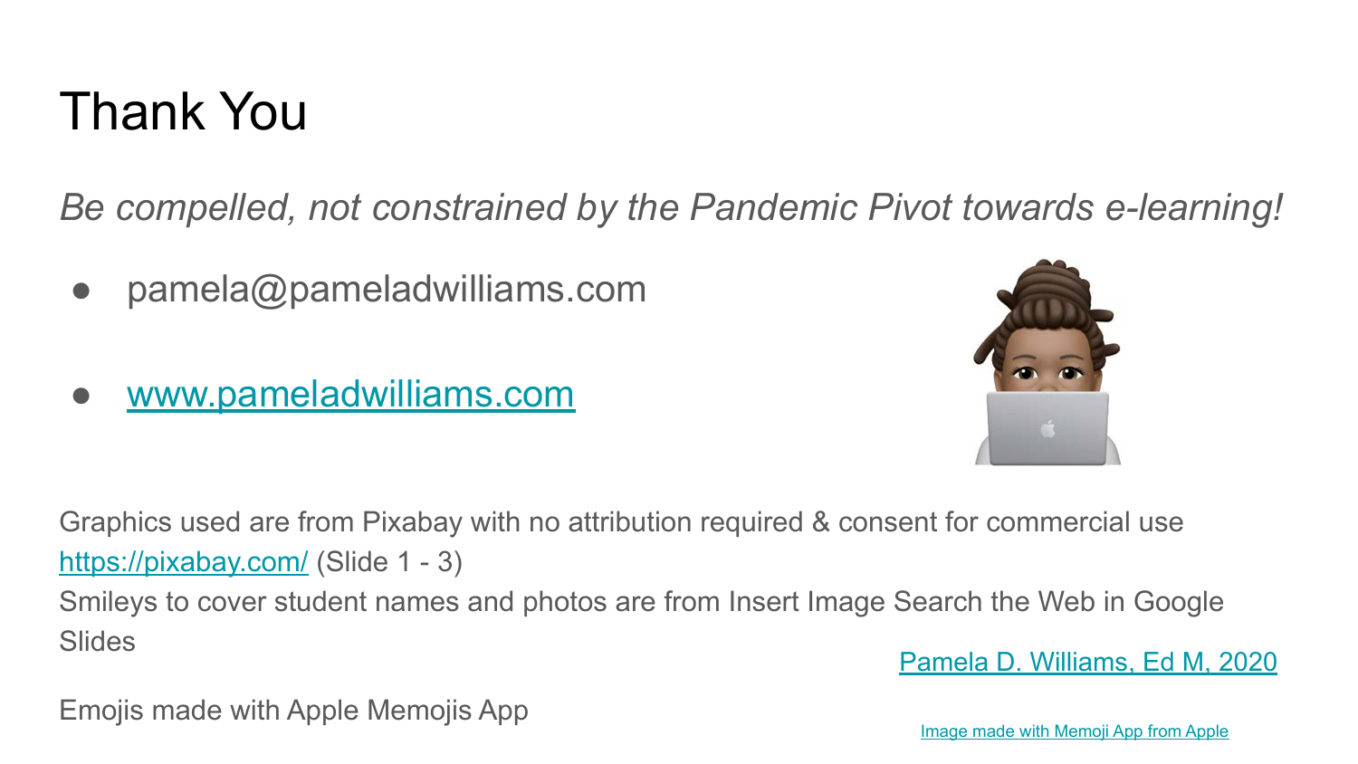# Thank You

*Be compelled, not constrained by the Pandemic Pivot towards e-learning!*

- pamela@pameladwilliams.com
- [www.pameladwilliams.com](http://www.pameladwilliams.com)

Graphics used are from Pixabay with no attribution required & consent for commercial use [https://pixabay.com/](https://pixabay.com/) (Slide 1 - 3)
Smileys to cover student names and photos are from Insert Image Search the Web in Google Slides

[Pamela D. Williams, Ed M, 2020]()

Emojis made with Apple Memojis App

[Image made with Memoji App from Apple]()